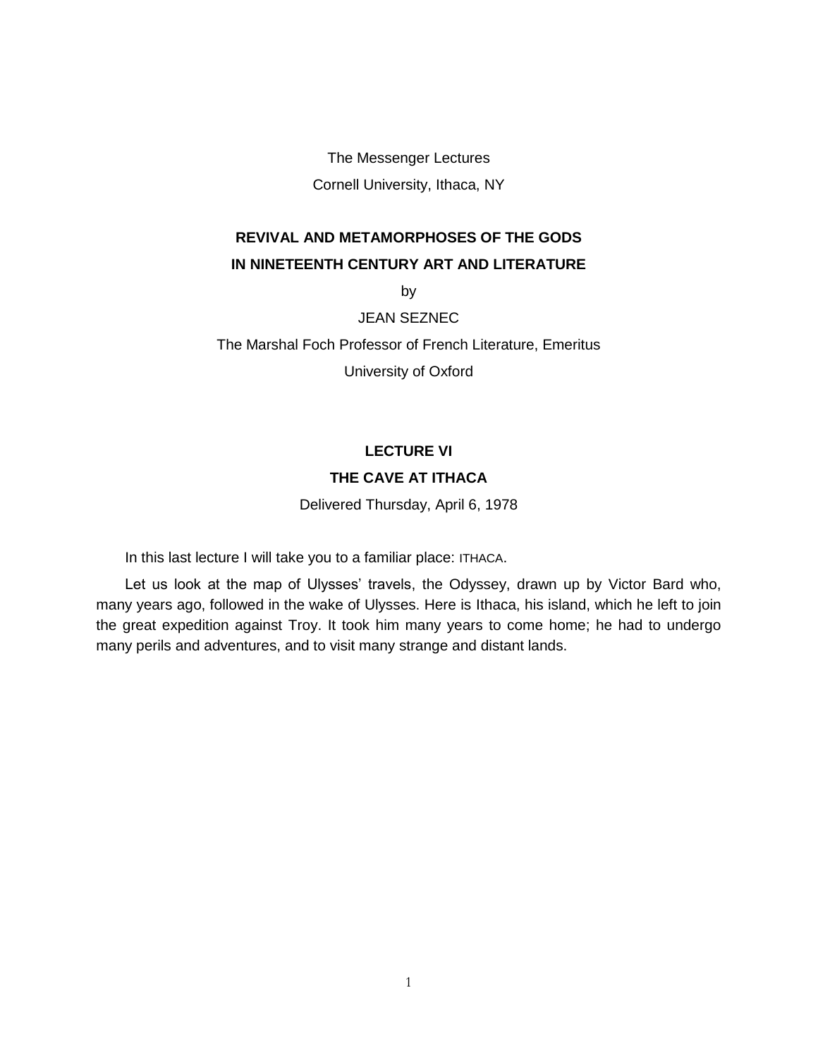The Messenger Lectures

Cornell University, Ithaca, NY

# REVIVAL AND METAMORPHOSES OF THE GODS IN NINETEENTH CENTURY ART AND LITERATURE

by

JEAN SEZNEC

The Marshal Foch Professor of French Literature, Emeritus

University of Oxford

## LECTURE VI

## THE CAVE AT ITHACA

Delivered Thursday, April 6, 1978

In this last lecture I will take you to a familiar place: ITHACA.

Let us look at the map of Ulysses' travels, the Odyssey, drawn up by Victor Bard who, many years ago, followed in the wake of Ulysses. Here is Ithaca, his island, which he left to join the great expedition against Troy. It took him many years to come home; he had to undergo many perils and adventures, and to visit many strange and distant lands.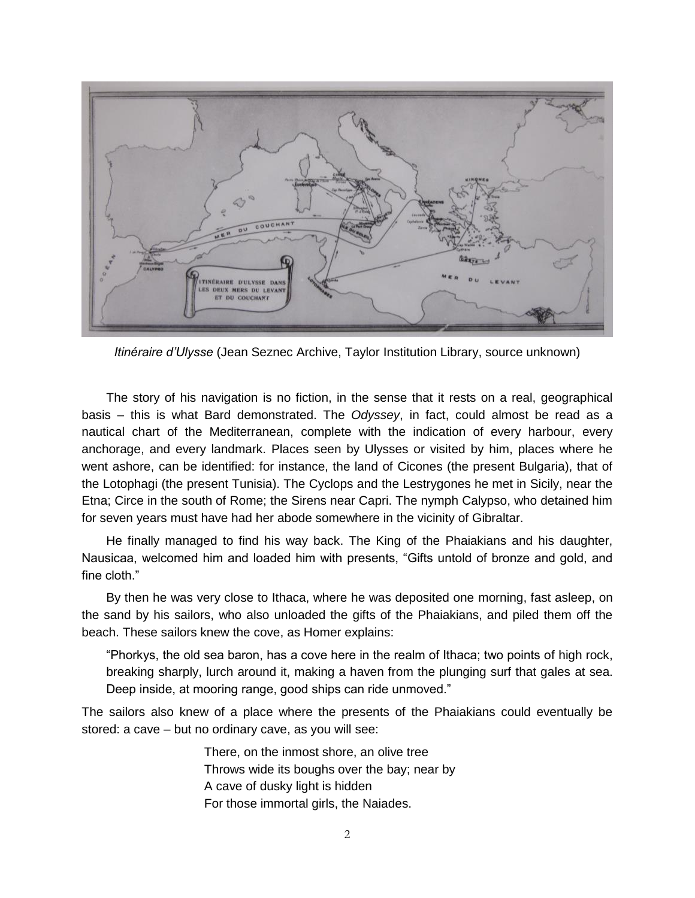*Itinéraire d'Ulysse* (Jean Seznec Archive, Taylor Institution Library, source unknown)

The story of his navigation is no fiction, in the sense that it rests on a real, geographical basis – this is what Bard demonstrated. The *Odyssey*, in fact, could almost be read as a nautical chart of the Mediterranean, complete with the indication of every harbour, every anchorage, and every landmark. Places seen by Ulysses or visited by him, places where he went ashore, can be identified: for instance, the land of Cicones (the present Bulgaria), that of the Lotophagi (the present Tunisia). The Cyclops and the Lestrygones he met in Sicily, near the Etna; Circe in the south of Rome; the Sirens near Capri. The nymph Calypso, who detained him for seven years must have had her abode somewhere in the vicinity of Gibraltar.

He finally managed to find his way back. The King of the Phaiakians and his daughter, Nausicaa, welcomed him and loaded him with presents, "Gifts untold of bronze and gold, and fine cloth."

By then he was very close to Ithaca, where he was deposited one morning, fast asleep, on the sand by his sailors, who also unloaded the gifts of the Phaiakians, and piled them off the beach. These sailors knew the cove, as Homer explains:

> "Phorkys, the old sea baron, has a cove here in the realm of Ithaca; two points of high rock, breaking sharply, lurch around it, making a haven from the plunging surf that gales at sea. Deep inside, at mooring range, good ships can ride unmoved."

The sailors also knew of a place where the presents of the Phaiakians could eventually be stored: a cave – but no ordinary cave, as you will see:

> There, on the inmost shore, an olive tree  
> Throws wide its boughs over the bay; near by  
> A cave of dusky light is hidden  
> For those immortal girls, the Naiades.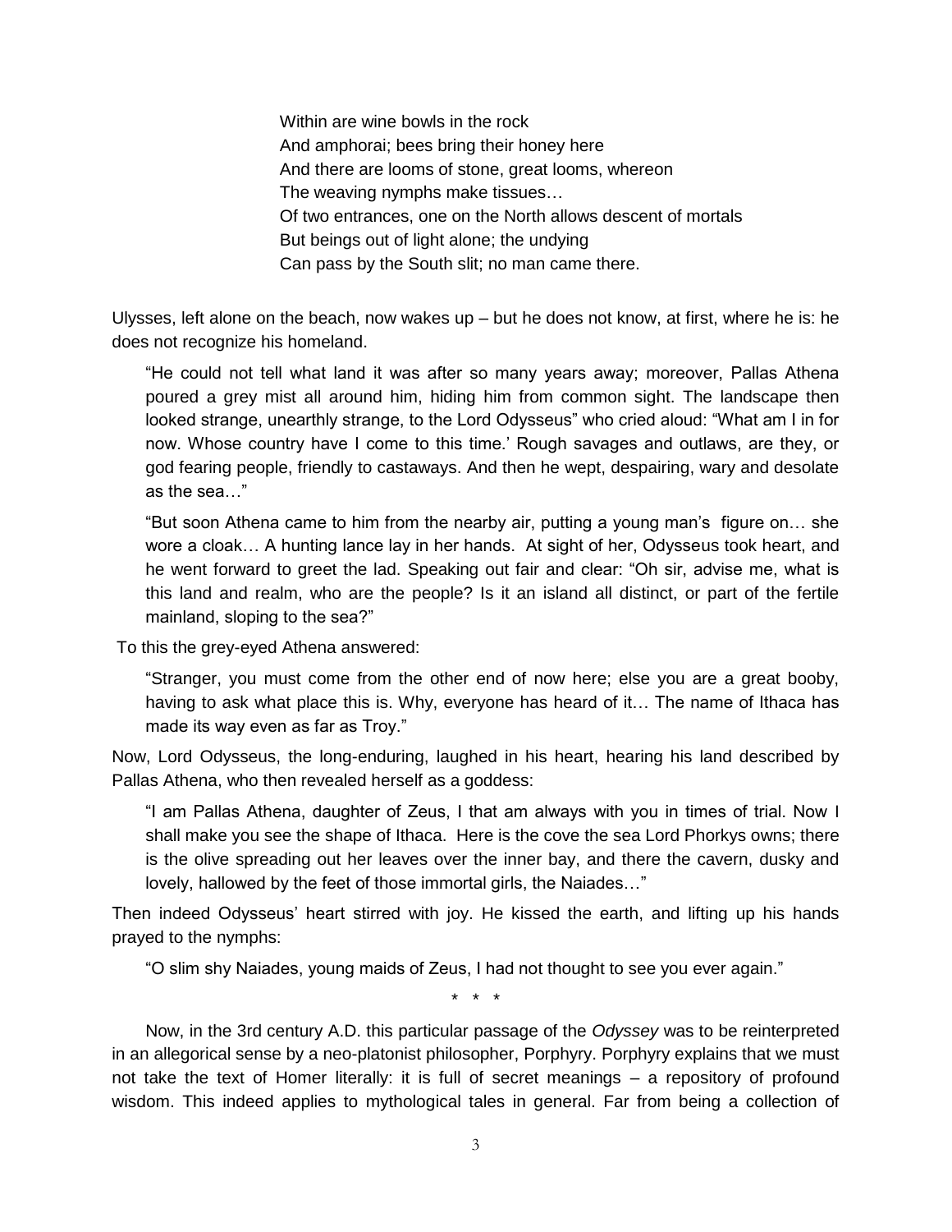> Within are wine bowls in the rock
> And amphorai; bees bring their honey here
> And there are looms of stone, great looms, whereon
> The weaving nymphs make tissues…
> Of two entrances, one on the North allows descent of mortals
> But beings out of light alone; the undying
> Can pass by the South slit; no man came there.

Ulysses, left alone on the beach, now wakes up – but he does not know, at first, where he is: he does not recognize his homeland.

> "He could not tell what land it was after so many years away; moreover, Pallas Athena poured a grey mist all around him, hiding him from common sight. The landscape then looked strange, unearthly strange, to the Lord Odysseus" who cried aloud: "What am I in for now. Whose country have I come to this time.' Rough savages and outlaws, are they, or god fearing people, friendly to castaways. And then he wept, despairing, wary and desolate as the sea…"

> "But soon Athena came to him from the nearby air, putting a young man's figure on… she wore a cloak… A hunting lance lay in her hands. At sight of her, Odysseus took heart, and he went forward to greet the lad. Speaking out fair and clear: "Oh sir, advise me, what is this land and realm, who are the people? Is it an island all distinct, or part of the fertile mainland, sloping to the sea?"

To this the grey-eyed Athena answered:

> "Stranger, you must come from the other end of now here; else you are a great booby, having to ask what place this is. Why, everyone has heard of it… The name of Ithaca has made its way even as far as Troy."

Now, Lord Odysseus, the long-enduring, laughed in his heart, hearing his land described by Pallas Athena, who then revealed herself as a goddess:

> "I am Pallas Athena, daughter of Zeus, I that am always with you in times of trial. Now I shall make you see the shape of Ithaca. Here is the cove the sea Lord Phorkys owns; there is the olive spreading out her leaves over the inner bay, and there the cavern, dusky and lovely, hallowed by the feet of those immortal girls, the Naiades…"

Then indeed Odysseus' heart stirred with joy. He kissed the earth, and lifting up his hands prayed to the nymphs:

> "O slim shy Naiades, young maids of Zeus, I had not thought to see you ever again."

\* \* \*

Now, in the 3rd century A.D. this particular passage of the *Odyssey* was to be reinterpreted in an allegorical sense by a neo-platonist philosopher, Porphyry. Porphyry explains that we must not take the text of Homer literally: it is full of secret meanings – a repository of profound wisdom. This indeed applies to mythological tales in general. Far from being a collection of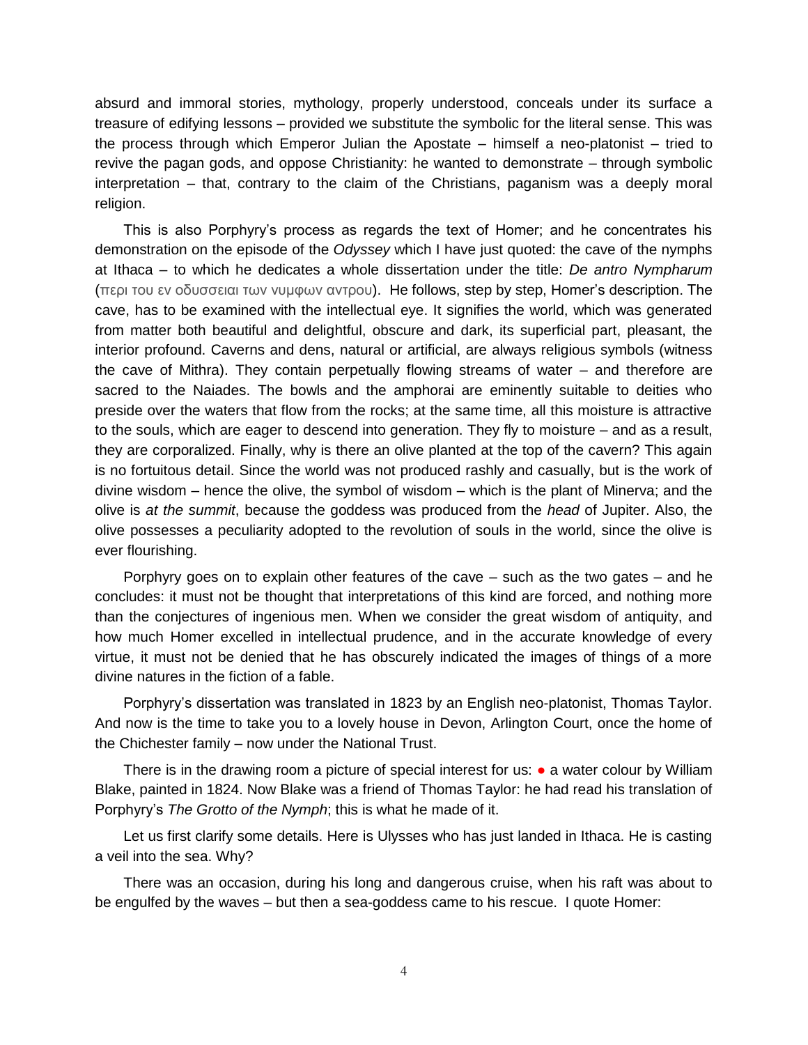absurd and immoral stories, mythology, properly understood, conceals under its surface a treasure of edifying lessons – provided we substitute the symbolic for the literal sense. This was the process through which Emperor Julian the Apostate – himself a neo-platonist – tried to revive the pagan gods, and oppose Christianity: he wanted to demonstrate – through symbolic interpretation – that, contrary to the claim of the Christians, paganism was a deeply moral religion.

This is also Porphyry's process as regards the text of Homer; and he concentrates his demonstration on the episode of the *Odyssey* which I have just quoted: the cave of the nymphs at Ithaca – to which he dedicates a whole dissertation under the title: *De antro Nympharum* (περι του εν οδυσσειαι των νυμφων αντρου). He follows, step by step, Homer's description. The cave, has to be examined with the intellectual eye. It signifies the world, which was generated from matter both beautiful and delightful, obscure and dark, its superficial part, pleasant, the interior profound. Caverns and dens, natural or artificial, are always religious symbols (witness the cave of Mithra). They contain perpetually flowing streams of water – and therefore are sacred to the Naiades. The bowls and the amphorai are eminently suitable to deities who preside over the waters that flow from the rocks; at the same time, all this moisture is attractive to the souls, which are eager to descend into generation. They fly to moisture – and as a result, they are corporalized. Finally, why is there an olive planted at the top of the cavern? This again is no fortuitous detail. Since the world was not produced rashly and casually, but is the work of divine wisdom – hence the olive, the symbol of wisdom – which is the plant of Minerva; and the olive is *at the summit*, because the goddess was produced from the *head* of Jupiter. Also, the olive possesses a peculiarity adopted to the revolution of souls in the world, since the olive is ever flourishing.

Porphyry goes on to explain other features of the cave – such as the two gates – and he concludes: it must not be thought that interpretations of this kind are forced, and nothing more than the conjectures of ingenious men. When we consider the great wisdom of antiquity, and how much Homer excelled in intellectual prudence, and in the accurate knowledge of every virtue, it must not be denied that he has obscurely indicated the images of things of a more divine natures in the fiction of a fable.

Porphyry's dissertation was translated in 1823 by an English neo-platonist, Thomas Taylor. And now is the time to take you to a lovely house in Devon, Arlington Court, once the home of the Chichester family – now under the National Trust.

There is in the drawing room a picture of special interest for us: ● a water colour by William Blake, painted in 1824. Now Blake was a friend of Thomas Taylor: he had read his translation of Porphyry's *The Grotto of the Nymph*; this is what he made of it.

Let us first clarify some details. Here is Ulysses who has just landed in Ithaca. He is casting a veil into the sea. Why?

There was an occasion, during his long and dangerous cruise, when his raft was about to be engulfed by the waves – but then a sea-goddess came to his rescue. I quote Homer: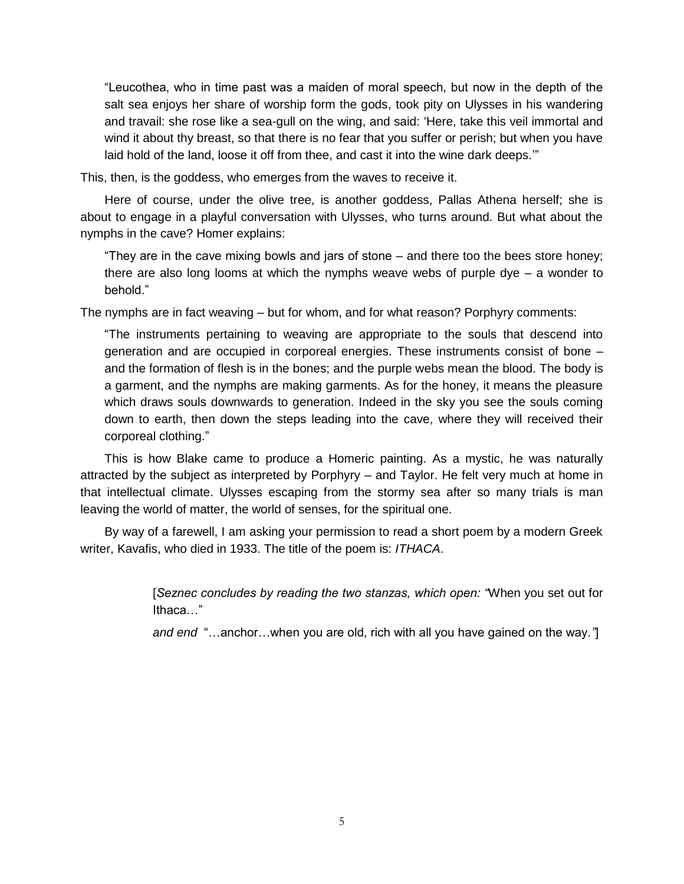> "Leucothea, who in time past was a maiden of moral speech, but now in the depth of the salt sea enjoys her share of worship form the gods, took pity on Ulysses in his wandering and travail: she rose like a sea-gull on the wing, and said: 'Here, take this veil immortal and wind it about thy breast, so that there is no fear that you suffer or perish; but when you have laid hold of the land, loose it off from thee, and cast it into the wine dark deeps.'"

This, then, is the goddess, who emerges from the waves to receive it.

Here of course, under the olive tree, is another goddess, Pallas Athena herself; she is about to engage in a playful conversation with Ulysses, who turns around. But what about the nymphs in the cave? Homer explains:

> "They are in the cave mixing bowls and jars of stone – and there too the bees store honey; there are also long looms at which the nymphs weave webs of purple dye – a wonder to behold."

The nymphs are in fact weaving – but for whom, and for what reason? Porphyry comments:

> "The instruments pertaining to weaving are appropriate to the souls that descend into generation and are occupied in corporeal energies. These instruments consist of bone – and the formation of flesh is in the bones; and the purple webs mean the blood. The body is a garment, and the nymphs are making garments. As for the honey, it means the pleasure which draws souls downwards to generation. Indeed in the sky you see the souls coming down to earth, then down the steps leading into the cave, where they will received their corporeal clothing."

This is how Blake came to produce a Homeric painting. As a mystic, he was naturally attracted by the subject as interpreted by Porphyry – and Taylor. He felt very much at home in that intellectual climate. Ulysses escaping from the stormy sea after so many trials is man leaving the world of matter, the world of senses, for the spiritual one.

By way of a farewell, I am asking your permission to read a short poem by a modern Greek writer, Kavafis, who died in 1933. The title of the poem is: *ITHACA*.

> [*Seznec concludes by reading the two stanzas, which open: "*When you set out for Ithaca…"
>
> *and end* "…anchor…when you are old, rich with all you have gained on the way.*"*]